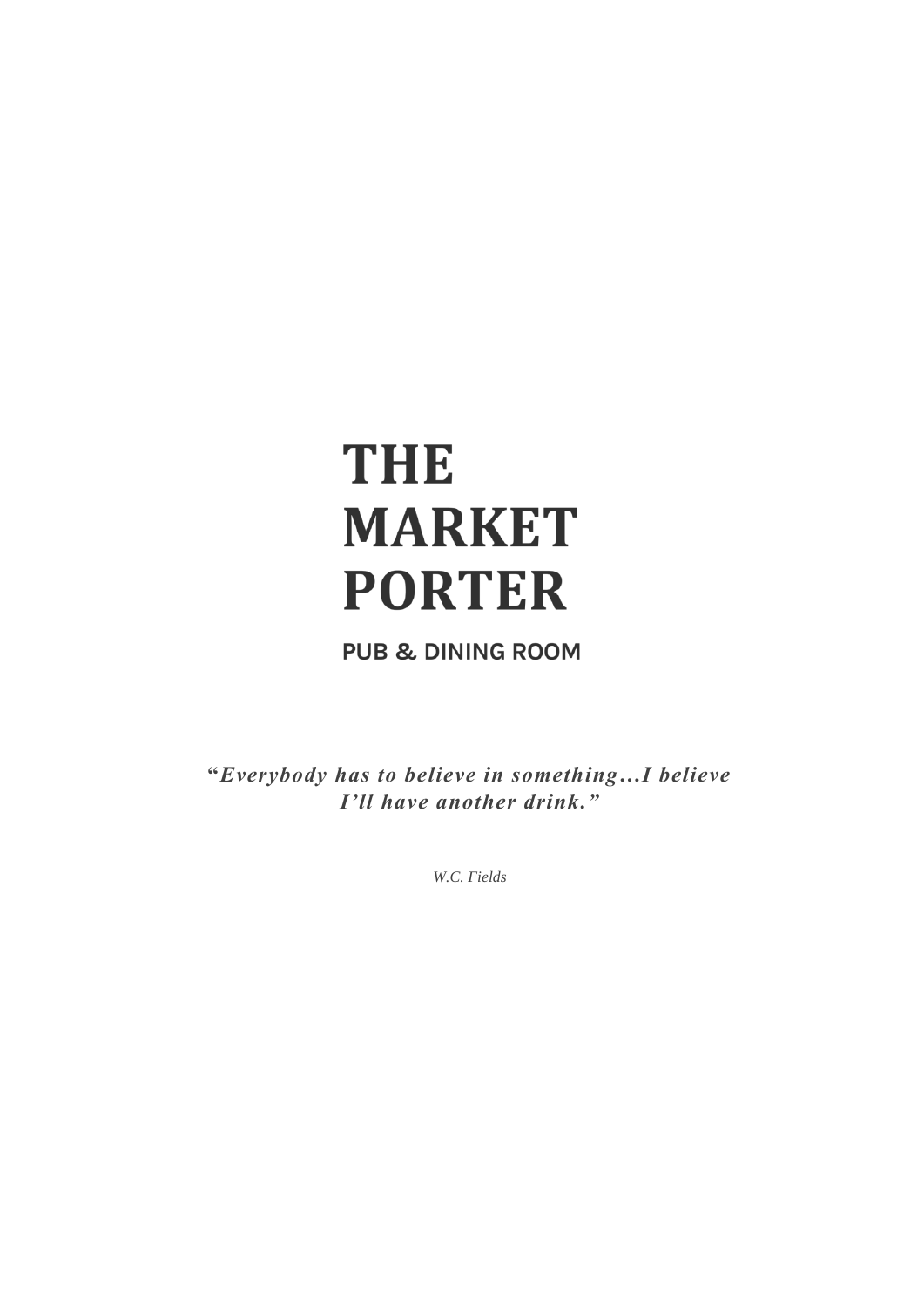# THE MARKET PORTER

## PUB & DINING ROOM

***"Everybody has to believe in something…I believe I'll have another drink."***

*W.C. Fields*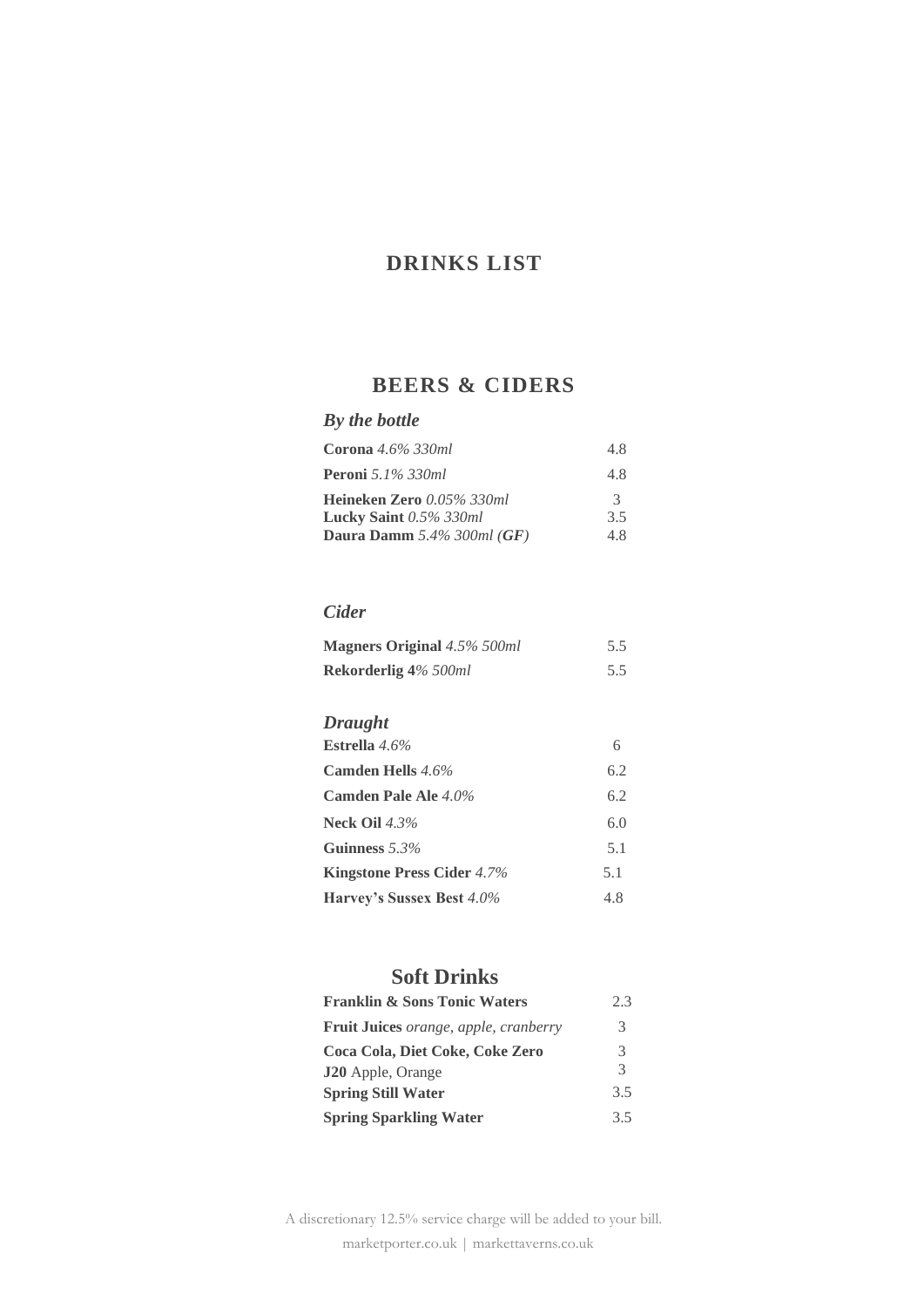# DRINKS LIST

## BEERS & CIDERS

### *By the bottle*

| | |
|---|---|
| **Corona** *4.6% 330ml* | 4.8 |
| **Peroni** *5.1% 330ml* | 4.8 |
| **Heineken Zero** *0.05% 330ml* | 3 |
| **Lucky Saint** *0.5% 330ml* | 3.5 |
| **Daura Damm** *5.4% 300ml (**GF**)* | 4.8 |

### *Cider*

| | |
|---|---|
| **Magners Original** *4.5% 500ml* | 5.5 |
| **Rekorderlig 4***% 500ml* | 5.5 |

### *Draught*

| | |
|---|---|
| **Estrella** *4.6%* | 6 |
| **Camden Hells** *4.6%* | 6.2 |
| **Camden Pale Ale** *4.0%* | 6.2 |
| **Neck Oil** *4.3%* | 6.0 |
| **Guinness** *5.3%* | 5.1 |
| **Kingstone Press Cider** *4.7%* | 5.1 |
| **Harvey's Sussex Best** *4.0%* | 4.8 |

## Soft Drinks

| | |
|---|---|
| **Franklin & Sons Tonic Waters** | 2.3 |
| **Fruit Juices** *orange, apple, cranberry* | 3 |
| **Coca Cola, Diet Coke, Coke Zero** | 3 |
| **J20** Apple, Orange | 3 |
| **Spring Still Water** | 3.5 |
| **Spring Sparkling Water** | 3.5 |

A discretionary 12.5% service charge will be added to your bill.

marketporter.co.uk | markettaverns.co.uk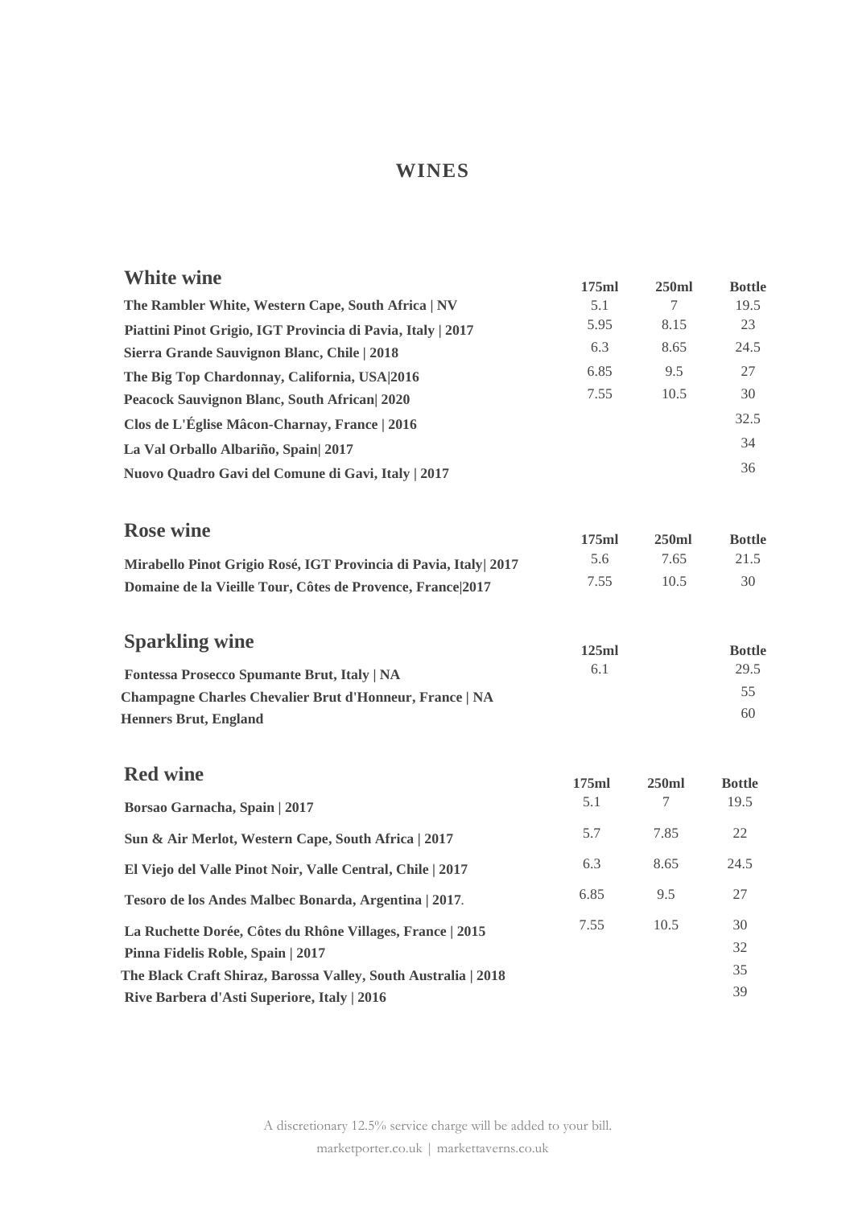# WINES

## White wine

| | 175ml | 250ml | Bottle |
|---|---|---|---|
| **The Rambler White, Western Cape, South Africa \| NV** | 5.1 | 7 | 19.5 |
| **Piattini Pinot Grigio, IGT Provincia di Pavia, Italy \| 2017** | 5.95 | 8.15 | 23 |
| **Sierra Grande Sauvignon Blanc, Chile \| 2018** | 6.3 | 8.65 | 24.5 |
| **The Big Top Chardonnay, California, USA\|2016** | 6.85 | 9.5 | 27 |
| **Peacock Sauvignon Blanc, South African\| 2020** | 7.55 | 10.5 | 30 |
| **Clos de L'Église Mâcon-Charnay, France \| 2016** | | | 32.5 |
| **La Val Orballo Albariño, Spain\| 2017** | | | 34 |
| **Nuovo Quadro Gavi del Comune di Gavi, Italy \| 2017** | | | 36 |

## Rose wine

| | 175ml | 250ml | Bottle |
|---|---|---|---|
| **Mirabello Pinot Grigio Rosé, IGT Provincia di Pavia, Italy\| 2017** | 5.6 | 7.65 | 21.5 |
| **Domaine de la Vieille Tour, Côtes de Provence, France\|2017** | 7.55 | 10.5 | 30 |

## Sparkling wine

| | 125ml | Bottle |
|---|---|---|
| **Fontessa Prosecco Spumante Brut, Italy \| NA** | 6.1 | 29.5 |
| **Champagne Charles Chevalier Brut d'Honneur, France \| NA** | | 55 |
| **Henners Brut, England** | | 60 |

## Red wine

| | 175ml | 250ml | Bottle |
|---|---|---|---|
| **Borsao Garnacha, Spain \| 2017** | 5.1 | 7 | 19.5 |
| **Sun & Air Merlot, Western Cape, South Africa \| 2017** | 5.7 | 7.85 | 22 |
| **El Viejo del Valle Pinot Noir, Valle Central, Chile \| 2017** | 6.3 | 8.65 | 24.5 |
| **Tesoro de los Andes Malbec Bonarda, Argentina \| 2017**. | 6.85 | 9.5 | 27 |
| **La Ruchette Dorée, Côtes du Rhône Villages, France \| 2015** | 7.55 | 10.5 | 30 |
| **Pinna Fidelis Roble, Spain \| 2017** | | | 32 |
| **The Black Craft Shiraz, Barossa Valley, South Australia \| 2018** | | | 35 |
| **Rive Barbera d'Asti Superiore, Italy \| 2016** | | | 39 |

A discretionary 12.5% service charge will be added to your bill.

marketporter.co.uk | markettaverns.co.uk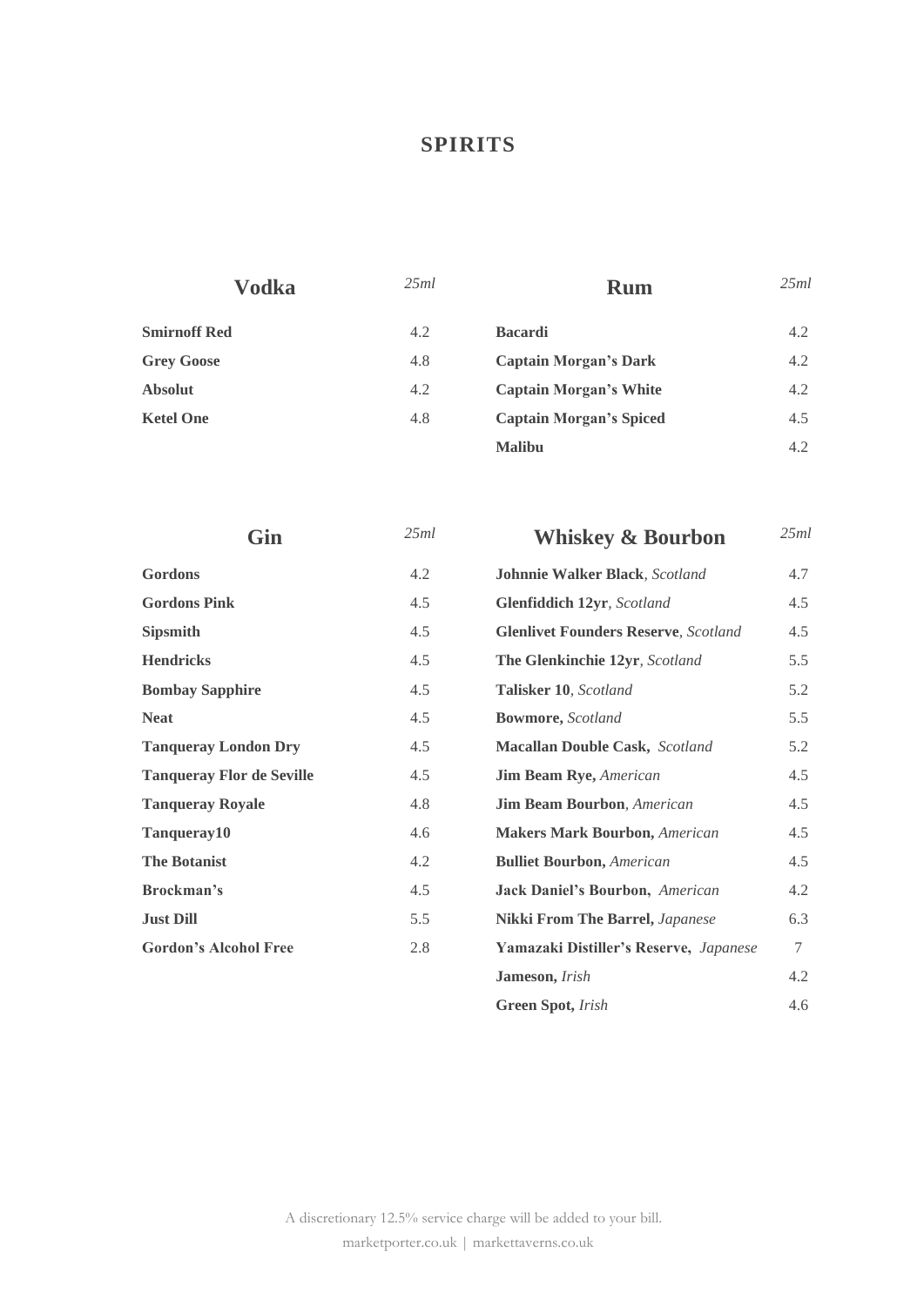# SPIRITS

## Vodka

| Vodka | *25ml* |
|---|---|
| **Smirnoff Red** | 4.2 |
| **Grey Goose** | 4.8 |
| **Absolut** | 4.2 |
| **Ketel One** | 4.8 |

## Rum

| Rum | *25ml* |
|---|---|
| **Bacardi** | 4.2 |
| **Captain Morgan's Dark** | 4.2 |
| **Captain Morgan's White** | 4.2 |
| **Captain Morgan's Spiced** | 4.5 |
| **Malibu** | 4.2 |

## Gin

| Gin | *25ml* |
|---|---|
| **Gordons** | 4.2 |
| **Gordons Pink** | 4.5 |
| **Sipsmith** | 4.5 |
| **Hendricks** | 4.5 |
| **Bombay Sapphire** | 4.5 |
| **Neat** | 4.5 |
| **Tanqueray London Dry** | 4.5 |
| **Tanqueray Flor de Seville** | 4.5 |
| **Tanqueray Royale** | 4.8 |
| **Tanqueray10** | 4.6 |
| **The Botanist** | 4.2 |
| **Brockman's** | 4.5 |
| **Just Dill** | 5.5 |
| **Gordon's Alcohol Free** | 2.8 |

## Whiskey & Bourbon

| Whiskey & Bourbon | *25ml* |
|---|---|
| **Johnnie Walker Black**, *Scotland* | 4.7 |
| **Glenfiddich 12yr**, *Scotland* | 4.5 |
| **Glenlivet Founders Reserve**, *Scotland* | 4.5 |
| **The Glenkinchie 12yr**, *Scotland* | 5.5 |
| **Talisker 10**, *Scotland* | 5.2 |
| **Bowmore,** *Scotland* | 5.5 |
| **Macallan Double Cask,** *Scotland* | 5.2 |
| **Jim Beam Rye,** *American* | 4.5 |
| **Jim Beam Bourbon**, *American* | 4.5 |
| **Makers Mark Bourbon,** *American* | 4.5 |
| **Bulliet Bourbon,** *American* | 4.5 |
| **Jack Daniel's Bourbon,** *American* | 4.2 |
| **Nikki From The Barrel,** *Japanese* | 6.3 |
| **Yamazaki Distiller's Reserve,** *Japanese* | 7 |
| **Jameson,** *Irish* | 4.2 |
| **Green Spot,** *Irish* | 4.6 |

A discretionary 12.5% service charge will be added to your bill.

marketporter.co.uk | markettaverns.co.uk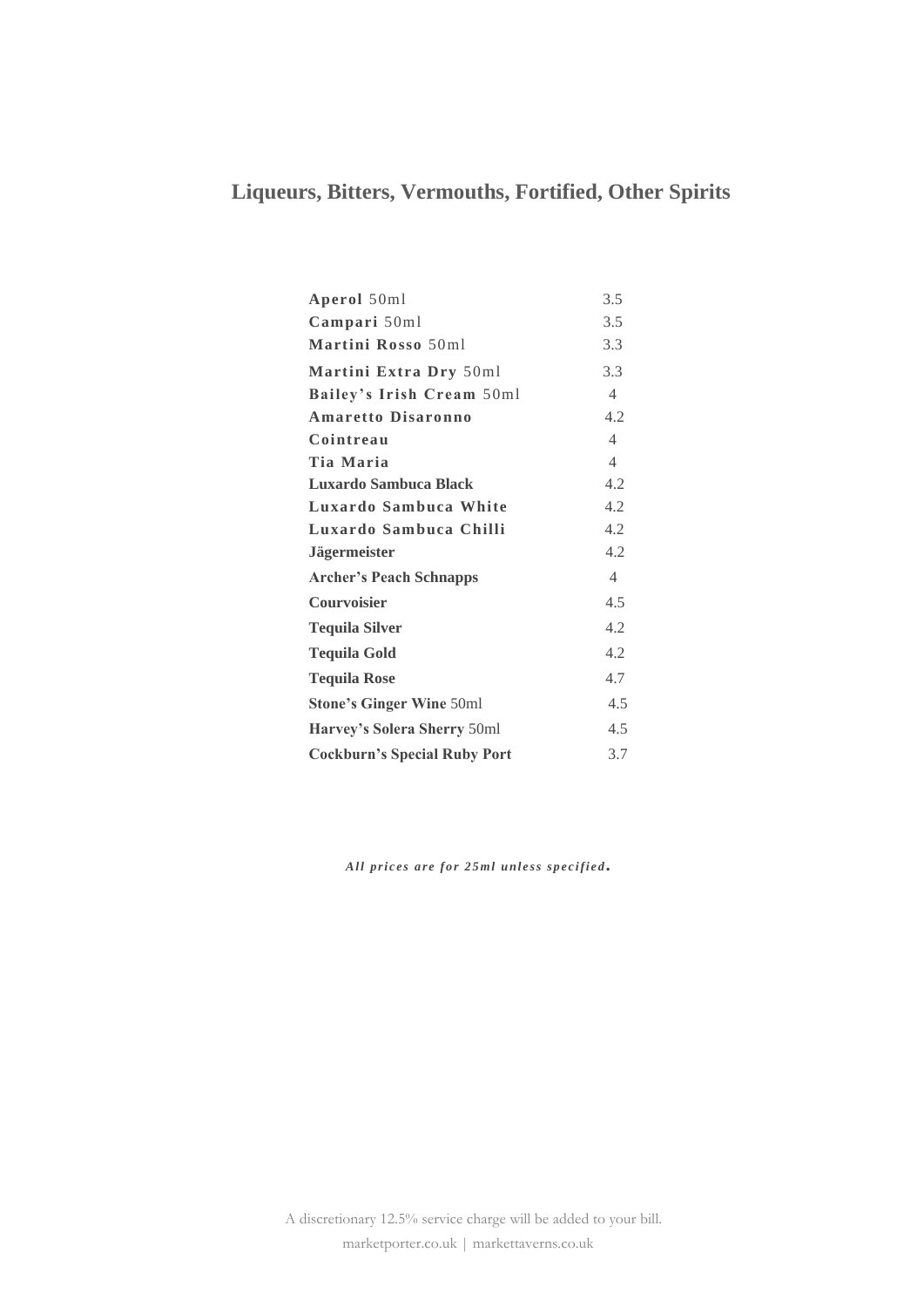## Liqueurs, Bitters, Vermouths, Fortified, Other Spirits

| | |
|---|---|
| **Aperol** 50ml | 3.5 |
| **Campari** 50ml | 3.5 |
| **Martini Rosso** 50ml | 3.3 |
| **Martini Extra Dry** 50ml | 3.3 |
| **Bailey's Irish Cream** 50ml | 4 |
| **Amaretto Disaronno** | 4.2 |
| **Cointreau** | 4 |
| **Tia Maria** | 4 |
| **Luxardo Sambuca Black** | 4.2 |
| **Luxardo Sambuca White** | 4.2 |
| **Luxardo Sambuca Chilli** | 4.2 |
| **Jägermeister** | 4.2 |
| **Archer's Peach Schnapps** | 4 |
| **Courvoisier** | 4.5 |
| **Tequila Silver** | 4.2 |
| **Tequila Gold** | 4.2 |
| **Tequila Rose** | 4.7 |
| **Stone's Ginger Wine** 50ml | 4.5 |
| **Harvey's Solera Sherry** 50ml | 4.5 |
| **Cockburn's Special Ruby Port** | 3.7 |

***All prices are for 25ml unless specified.***

A discretionary 12.5% service charge will be added to your bill.

marketporter.co.uk | markettaverns.co.uk